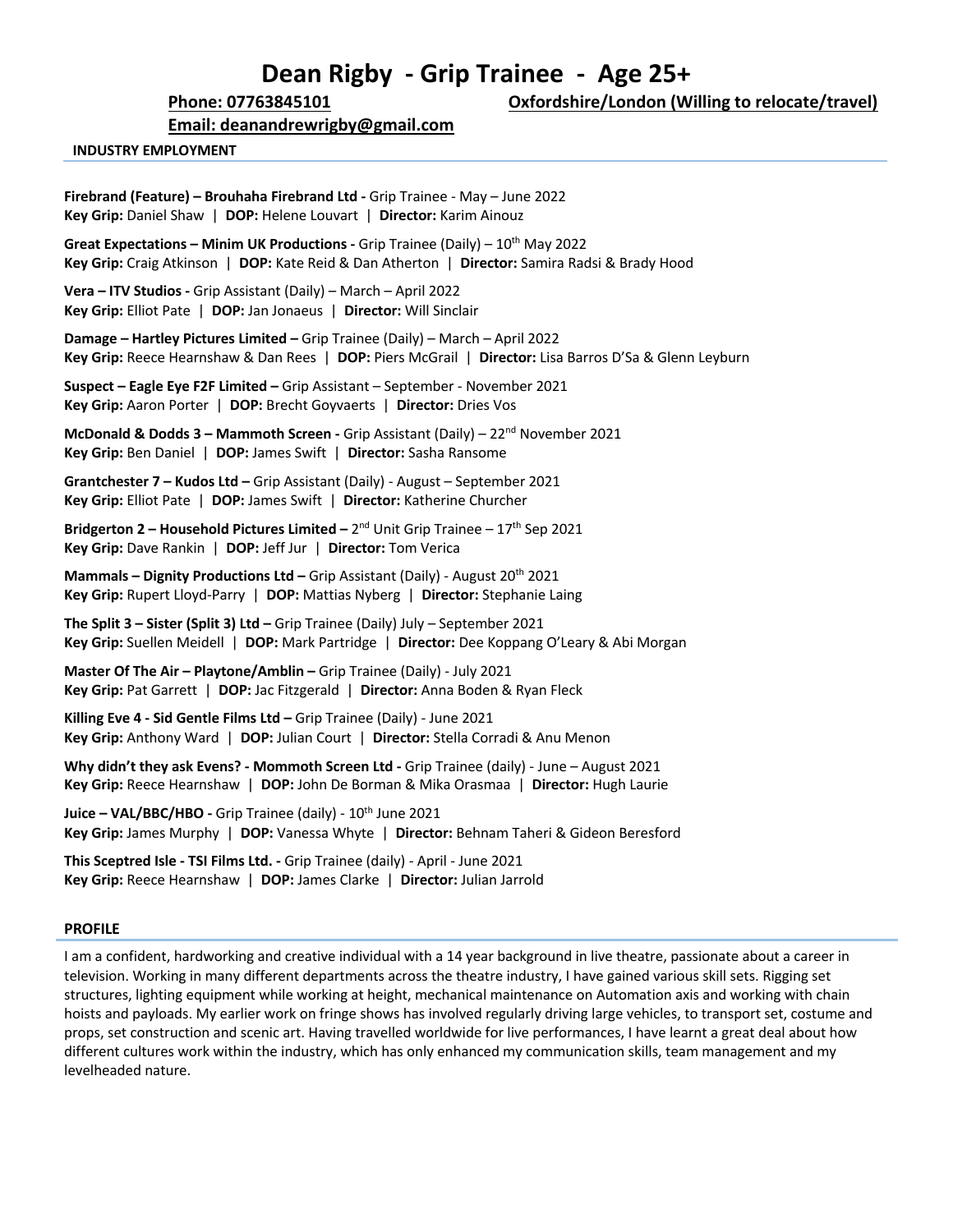# Dean Rigby - Grip Trainee - Age 25+

**Phone: 07763845101** **Oxfordshire/London (Willing to relocate/travel)**

**Email: deanandrewrigby@gmail.com**

## INDUSTRY EMPLOYMENT

**Firebrand (Feature) – Brouhaha Firebrand Ltd -** Grip Trainee - May – June 2022
**Key Grip:** Daniel Shaw | **DOP:** Helene Louvart | **Director:** Karim Ainouz

**Great Expectations – Minim UK Productions -** Grip Trainee (Daily) – 10th May 2022
**Key Grip:** Craig Atkinson | **DOP:** Kate Reid & Dan Atherton | **Director:** Samira Radsi & Brady Hood

**Vera – ITV Studios -** Grip Assistant (Daily) – March – April 2022
**Key Grip:** Elliot Pate | **DOP:** Jan Jonaeus | **Director:** Will Sinclair

**Damage – Hartley Pictures Limited –** Grip Trainee (Daily) – March – April 2022
**Key Grip:** Reece Hearnshaw & Dan Rees | **DOP:** Piers McGrail | **Director:** Lisa Barros D'Sa & Glenn Leyburn

**Suspect – Eagle Eye F2F Limited –** Grip Assistant – September - November 2021
**Key Grip:** Aaron Porter | **DOP:** Brecht Goyvaerts | **Director:** Dries Vos

**McDonald & Dodds 3 – Mammoth Screen -** Grip Assistant (Daily) – 22nd November 2021
**Key Grip:** Ben Daniel | **DOP:** James Swift | **Director:** Sasha Ransome

**Grantchester 7 – Kudos Ltd –** Grip Assistant (Daily) - August – September 2021
**Key Grip:** Elliot Pate | **DOP:** James Swift | **Director:** Katherine Churcher

**Bridgerton 2 – Household Pictures Limited –** 2nd Unit Grip Trainee – 17th Sep 2021
**Key Grip:** Dave Rankin | **DOP:** Jeff Jur | **Director:** Tom Verica

**Mammals – Dignity Productions Ltd –** Grip Assistant (Daily) - August 20th 2021
**Key Grip:** Rupert Lloyd-Parry | **DOP:** Mattias Nyberg | **Director:** Stephanie Laing

**The Split 3 – Sister (Split 3) Ltd –** Grip Trainee (Daily) July – September 2021
**Key Grip:** Suellen Meidell | **DOP:** Mark Partridge | **Director:** Dee Koppang O'Leary & Abi Morgan

**Master Of The Air – Playtone/Amblin –** Grip Trainee (Daily) - July 2021
**Key Grip:** Pat Garrett | **DOP:** Jac Fitzgerald | **Director:** Anna Boden & Ryan Fleck

**Killing Eve 4 - Sid Gentle Films Ltd –** Grip Trainee (Daily) - June 2021
**Key Grip:** Anthony Ward | **DOP:** Julian Court | **Director:** Stella Corradi & Anu Menon

**Why didn't they ask Evens? - Mommoth Screen Ltd -** Grip Trainee (daily) - June – August 2021
**Key Grip:** Reece Hearnshaw | **DOP:** John De Borman & Mika Orasmaa | **Director:** Hugh Laurie

**Juice – VAL/BBC/HBO -** Grip Trainee (daily) - 10th June 2021
**Key Grip:** James Murphy | **DOP:** Vanessa Whyte | **Director:** Behnam Taheri & Gideon Beresford

**This Sceptred Isle - TSI Films Ltd. -** Grip Trainee (daily) - April - June 2021
**Key Grip:** Reece Hearnshaw | **DOP:** James Clarke | **Director:** Julian Jarrold

## PROFILE

I am a confident, hardworking and creative individual with a 14 year background in live theatre, passionate about a career in television. Working in many different departments across the theatre industry, I have gained various skill sets. Rigging set structures, lighting equipment while working at height, mechanical maintenance on Automation axis and working with chain hoists and payloads. My earlier work on fringe shows has involved regularly driving large vehicles, to transport set, costume and props, set construction and scenic art. Having travelled worldwide for live performances, I have learnt a great deal about how different cultures work within the industry, which has only enhanced my communication skills, team management and my levelheaded nature.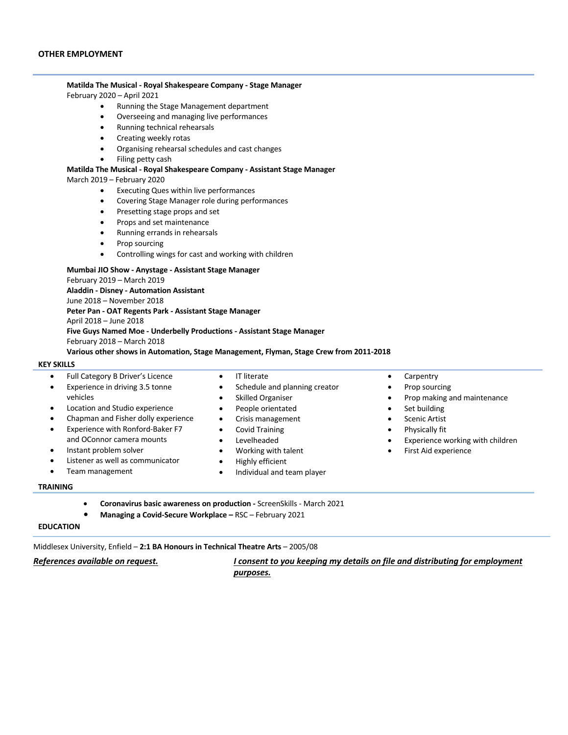## OTHER EMPLOYMENT

**Matilda The Musical - Royal Shakespeare Company - Stage Manager**
February 2020 – April 2021

- Running the Stage Management department
- Overseeing and managing live performances
- Running technical rehearsals
- Creating weekly rotas
- Organising rehearsal schedules and cast changes
- Filing petty cash

**Matilda The Musical - Royal Shakespeare Company - Assistant Stage Manager**
March 2019 – February 2020

- Executing Ques within live performances
- Covering Stage Manager role during performances
- Presetting stage props and set
- Props and set maintenance
- Running errands in rehearsals
- Prop sourcing
- Controlling wings for cast and working with children

**Mumbai JIO Show - Anystage - Assistant Stage Manager**
February 2019 – March 2019
**Aladdin - Disney - Automation Assistant**
June 2018 – November 2018
**Peter Pan - OAT Regents Park - Assistant Stage Manager**
April 2018 – June 2018
**Five Guys Named Moe - Underbelly Productions - Assistant Stage Manager**
February 2018 – March 2018
**Various other shows in Automation, Stage Management, Flyman, Stage Crew from 2011-2018**

## KEY SKILLS

- Full Category B Driver's Licence
- Experience in driving 3.5 tonne vehicles
- Location and Studio experience
- Chapman and Fisher dolly experience
- Experience with Ronford-Baker F7 and OConnor camera mounts
- Instant problem solver
- Listener as well as communicator
- Team management
- IT literate
- Schedule and planning creator
- Skilled Organiser
- People orientated
- Crisis management
- Covid Training
- Levelheaded
- Working with talent
- Highly efficient
- Individual and team player
- Carpentry
- Prop sourcing
- Prop making and maintenance
- Set building
- Scenic Artist
- Physically fit
- Experience working with children
- First Aid experience

## TRAINING

- **Coronavirus basic awareness on production -** ScreenSkills - March 2021
- **Managing a Covid-Secure Workplace –** RSC – February 2021

## EDUCATION

Middlesex University, Enfield – **2:1 BA Honours in Technical Theatre Arts** – 2005/08

***References available on request.***

***I consent to you keeping my details on file and distributing for employment purposes.***